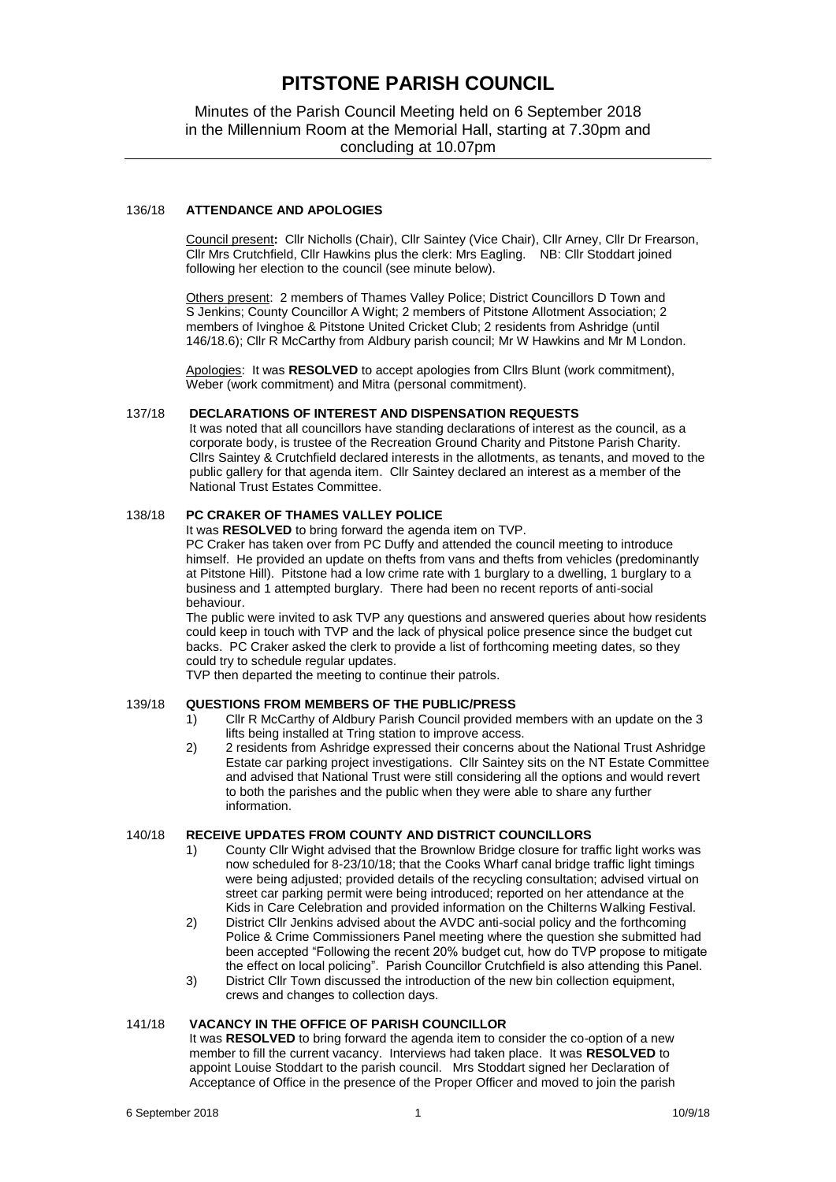# PITSTONE PARISH COUNCIL

Minutes of the Parish Council Meeting held on 6 September 2018 in the Millennium Room at the Memorial Hall, starting at 7.30pm and concluding at 10.07pm

## 136/18 ATTENDANCE AND APOLOGIES

Council present**:** Cllr Nicholls (Chair), Cllr Saintey (Vice Chair), Cllr Arney, Cllr Dr Frearson, Cllr Mrs Crutchfield, Cllr Hawkins plus the clerk: Mrs Eagling. NB: Cllr Stoddart joined following her election to the council (see minute below).

Others present: 2 members of Thames Valley Police; District Councillors D Town and S Jenkins; County Councillor A Wight; 2 members of Pitstone Allotment Association; 2 members of Ivinghoe & Pitstone United Cricket Club; 2 residents from Ashridge (until 146/18.6); Cllr R McCarthy from Aldbury parish council; Mr W Hawkins and Mr M London.

Apologies: It was **RESOLVED** to accept apologies from Cllrs Blunt (work commitment), Weber (work commitment) and Mitra (personal commitment).

## 137/18 DECLARATIONS OF INTEREST AND DISPENSATION REQUESTS

It was noted that all councillors have standing declarations of interest as the council, as a corporate body, is trustee of the Recreation Ground Charity and Pitstone Parish Charity. Cllrs Saintey & Crutchfield declared interests in the allotments, as tenants, and moved to the public gallery for that agenda item. Cllr Saintey declared an interest as a member of the National Trust Estates Committee.

## 138/18 PC CRAKER OF THAMES VALLEY POLICE

It was **RESOLVED** to bring forward the agenda item on TVP.

PC Craker has taken over from PC Duffy and attended the council meeting to introduce himself. He provided an update on thefts from vans and thefts from vehicles (predominantly at Pitstone Hill). Pitstone had a low crime rate with 1 burglary to a dwelling, 1 burglary to a business and 1 attempted burglary. There had been no recent reports of anti-social behaviour.

The public were invited to ask TVP any questions and answered queries about how residents could keep in touch with TVP and the lack of physical police presence since the budget cut backs. PC Craker asked the clerk to provide a list of forthcoming meeting dates, so they could try to schedule regular updates.

TVP then departed the meeting to continue their patrols.

## 139/18 QUESTIONS FROM MEMBERS OF THE PUBLIC/PRESS

1) Cllr R McCarthy of Aldbury Parish Council provided members with an update on the 3 lifts being installed at Tring station to improve access.
2) 2 residents from Ashridge expressed their concerns about the National Trust Ashridge Estate car parking project investigations. Cllr Saintey sits on the NT Estate Committee and advised that National Trust were still considering all the options and would revert to both the parishes and the public when they were able to share any further information.

## 140/18 RECEIVE UPDATES FROM COUNTY AND DISTRICT COUNCILLORS

1) County Cllr Wight advised that the Brownlow Bridge closure for traffic light works was now scheduled for 8-23/10/18; that the Cooks Wharf canal bridge traffic light timings were being adjusted; provided details of the recycling consultation; advised virtual on street car parking permit were being introduced; reported on her attendance at the Kids in Care Celebration and provided information on the Chilterns Walking Festival.
2) District Cllr Jenkins advised about the AVDC anti-social policy and the forthcoming Police & Crime Commissioners Panel meeting where the question she submitted had been accepted "Following the recent 20% budget cut, how do TVP propose to mitigate the effect on local policing". Parish Councillor Crutchfield is also attending this Panel.
3) District Cllr Town discussed the introduction of the new bin collection equipment, crews and changes to collection days.

## 141/18 VACANCY IN THE OFFICE OF PARISH COUNCILLOR

It was **RESOLVED** to bring forward the agenda item to consider the co-option of a new member to fill the current vacancy. Interviews had taken place. It was **RESOLVED** to appoint Louise Stoddart to the parish council. Mrs Stoddart signed her Declaration of Acceptance of Office in the presence of the Proper Officer and moved to join the parish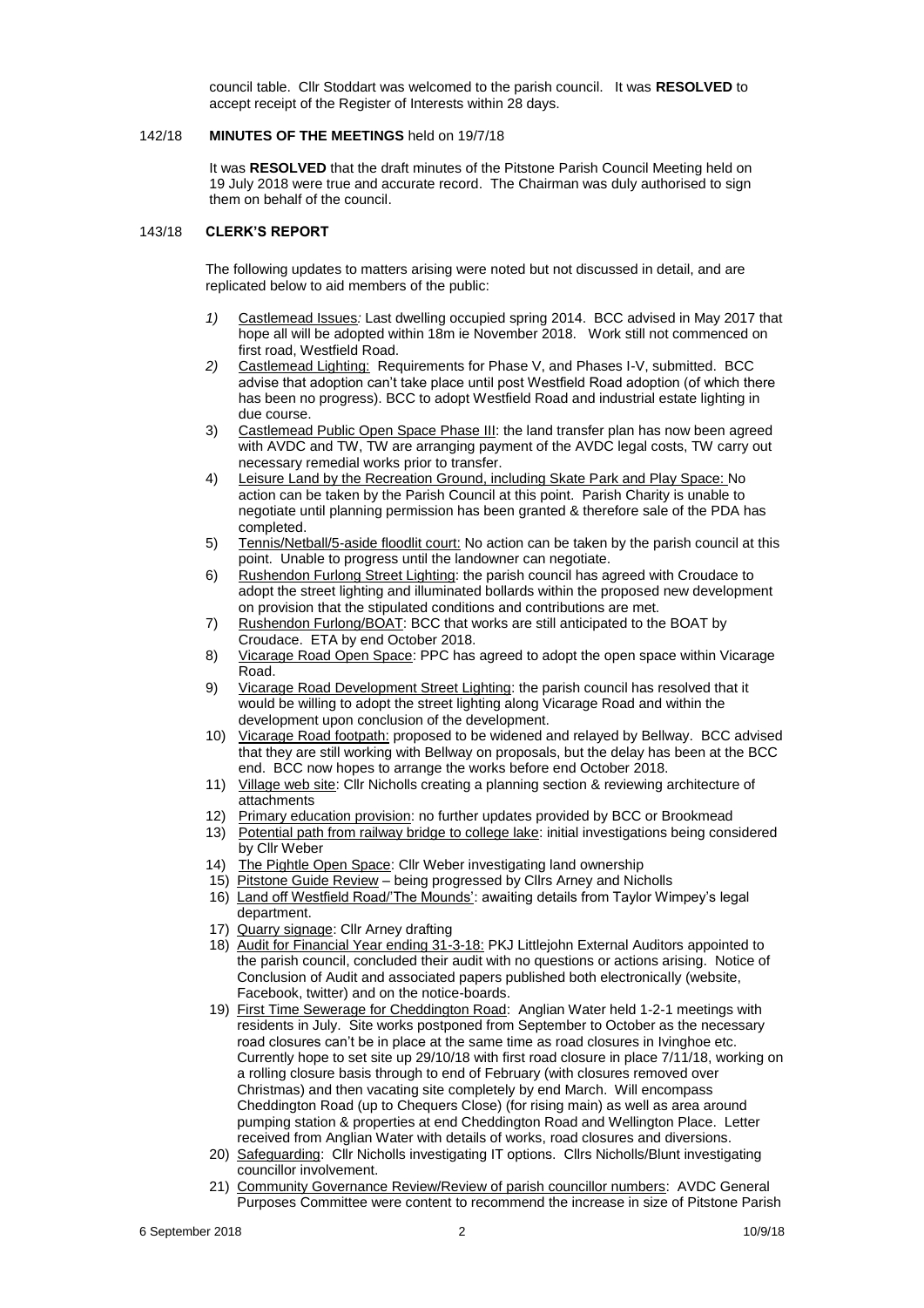council table. Cllr Stoddart was welcomed to the parish council. It was **RESOLVED** to accept receipt of the Register of Interests within 28 days.

142/18 **MINUTES OF THE MEETINGS** held on 19/7/18

It was **RESOLVED** that the draft minutes of the Pitstone Parish Council Meeting held on 19 July 2018 were true and accurate record. The Chairman was duly authorised to sign them on behalf of the council.

143/18 **CLERK'S REPORT**

The following updates to matters arising were noted but not discussed in detail, and are replicated below to aid members of the public:

1) Castlemead Issues*:* Last dwelling occupied spring 2014. BCC advised in May 2017 that hope all will be adopted within 18m ie November 2018. Work still not commenced on first road, Westfield Road.
2) Castlemead Lighting: Requirements for Phase V, and Phases I-V, submitted. BCC advise that adoption can't take place until post Westfield Road adoption (of which there has been no progress). BCC to adopt Westfield Road and industrial estate lighting in due course.
3) Castlemead Public Open Space Phase III: the land transfer plan has now been agreed with AVDC and TW, TW are arranging payment of the AVDC legal costs, TW carry out necessary remedial works prior to transfer.
4) Leisure Land by the Recreation Ground, including Skate Park and Play Space: No action can be taken by the Parish Council at this point. Parish Charity is unable to negotiate until planning permission has been granted & therefore sale of the PDA has completed.
5) Tennis/Netball/5-aside floodlit court: No action can be taken by the parish council at this point. Unable to progress until the landowner can negotiate.
6) Rushendon Furlong Street Lighting: the parish council has agreed with Croudace to adopt the street lighting and illuminated bollards within the proposed new development on provision that the stipulated conditions and contributions are met.
7) Rushendon Furlong/BOAT: BCC that works are still anticipated to the BOAT by Croudace. ETA by end October 2018.
8) Vicarage Road Open Space: PPC has agreed to adopt the open space within Vicarage Road.
9) Vicarage Road Development Street Lighting: the parish council has resolved that it would be willing to adopt the street lighting along Vicarage Road and within the development upon conclusion of the development.
10) Vicarage Road footpath: proposed to be widened and relayed by Bellway. BCC advised that they are still working with Bellway on proposals, but the delay has been at the BCC end. BCC now hopes to arrange the works before end October 2018.
11) Village web site: Cllr Nicholls creating a planning section & reviewing architecture of attachments
12) Primary education provision: no further updates provided by BCC or Brookmead
13) Potential path from railway bridge to college lake: initial investigations being considered by Cllr Weber
14) The Pightle Open Space: Cllr Weber investigating land ownership
15) Pitstone Guide Review – being progressed by Cllrs Arney and Nicholls
16) Land off Westfield Road/'The Mounds': awaiting details from Taylor Wimpey's legal department.
17) Quarry signage: Cllr Arney drafting
18) Audit for Financial Year ending 31-3-18: PKJ Littlejohn External Auditors appointed to the parish council, concluded their audit with no questions or actions arising. Notice of Conclusion of Audit and associated papers published both electronically (website, Facebook, twitter) and on the notice-boards.
19) First Time Sewerage for Cheddington Road: Anglian Water held 1-2-1 meetings with residents in July. Site works postponed from September to October as the necessary road closures can't be in place at the same time as road closures in Ivinghoe etc. Currently hope to set site up 29/10/18 with first road closure in place 7/11/18, working on a rolling closure basis through to end of February (with closures removed over Christmas) and then vacating site completely by end March. Will encompass Cheddington Road (up to Chequers Close) (for rising main) as well as area around pumping station & properties at end Cheddington Road and Wellington Place. Letter received from Anglian Water with details of works, road closures and diversions.
20) Safeguarding: Cllr Nicholls investigating IT options. Cllrs Nicholls/Blunt investigating councillor involvement.
21) Community Governance Review/Review of parish councillor numbers: AVDC General Purposes Committee were content to recommend the increase in size of Pitstone Parish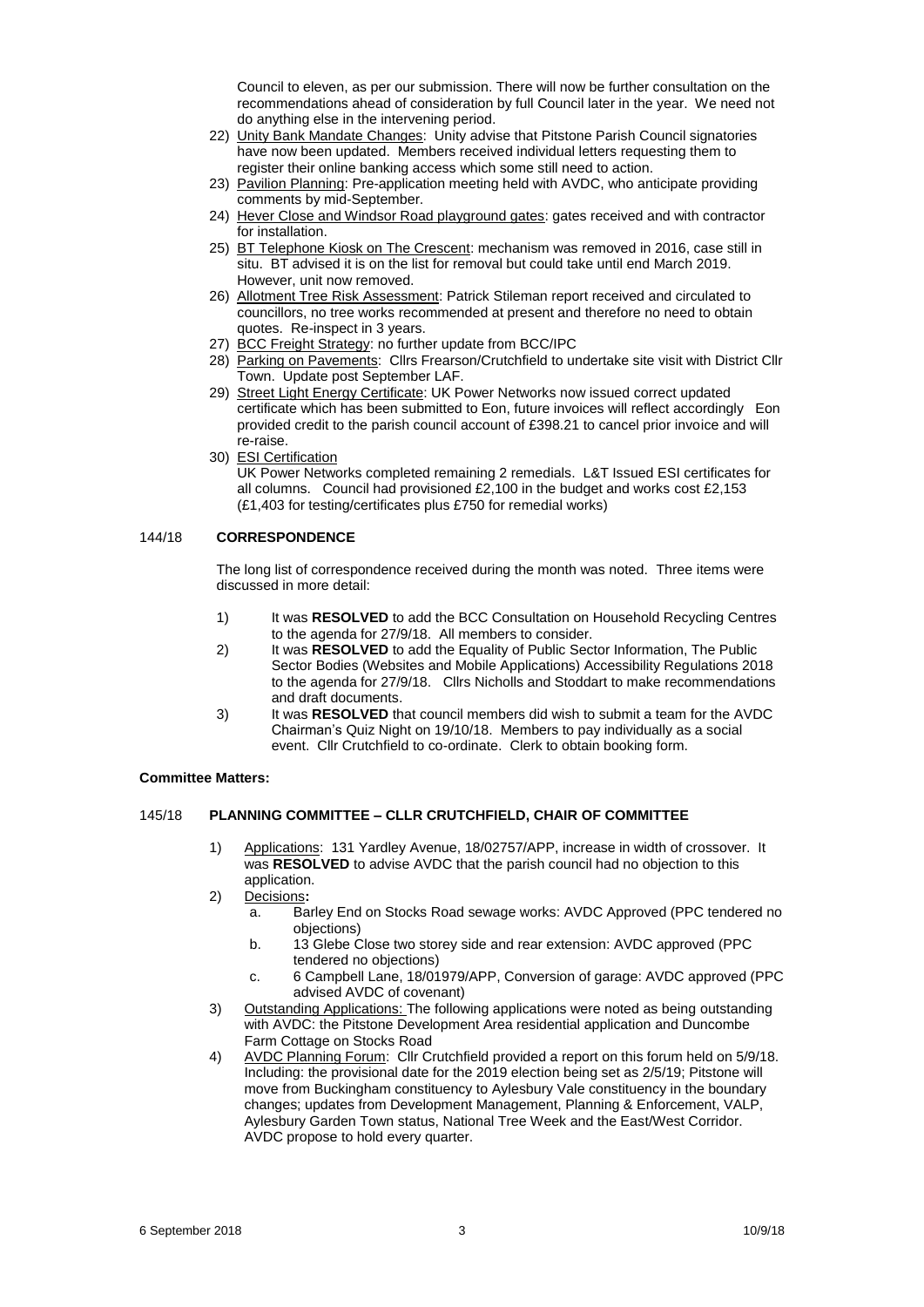Council to eleven, as per our submission. There will now be further consultation on the recommendations ahead of consideration by full Council later in the year. We need not do anything else in the intervening period.

22) Unity Bank Mandate Changes: Unity advise that Pitstone Parish Council signatories have now been updated. Members received individual letters requesting them to register their online banking access which some still need to action.
23) Pavilion Planning: Pre-application meeting held with AVDC, who anticipate providing comments by mid-September.
24) Hever Close and Windsor Road playground gates: gates received and with contractor for installation.
25) BT Telephone Kiosk on The Crescent: mechanism was removed in 2016, case still in situ. BT advised it is on the list for removal but could take until end March 2019. However, unit now removed.
26) Allotment Tree Risk Assessment: Patrick Stileman report received and circulated to councillors, no tree works recommended at present and therefore no need to obtain quotes. Re-inspect in 3 years.
27) BCC Freight Strategy: no further update from BCC/IPC
28) Parking on Pavements: Cllrs Frearson/Crutchfield to undertake site visit with District Cllr Town. Update post September LAF.
29) Street Light Energy Certificate: UK Power Networks now issued correct updated certificate which has been submitted to Eon, future invoices will reflect accordingly Eon provided credit to the parish council account of £398.21 to cancel prior invoice and will re-raise.
30) ESI Certification
UK Power Networks completed remaining 2 remedials. L&T Issued ESI certificates for all columns. Council had provisioned £2,100 in the budget and works cost £2,153 (£1,403 for testing/certificates plus £750 for remedial works)

## 144/18 CORRESPONDENCE

The long list of correspondence received during the month was noted. Three items were discussed in more detail:

1) It was **RESOLVED** to add the BCC Consultation on Household Recycling Centres to the agenda for 27/9/18. All members to consider.
2) It was **RESOLVED** to add the Equality of Public Sector Information, The Public Sector Bodies (Websites and Mobile Applications) Accessibility Regulations 2018 to the agenda for 27/9/18. Cllrs Nicholls and Stoddart to make recommendations and draft documents.
3) It was **RESOLVED** that council members did wish to submit a team for the AVDC Chairman's Quiz Night on 19/10/18. Members to pay individually as a social event. Cllr Crutchfield to co-ordinate. Clerk to obtain booking form.

**Committee Matters:**

## 145/18 PLANNING COMMITTEE – CLLR CRUTCHFIELD, CHAIR OF COMMITTEE

1) Applications: 131 Yardley Avenue, 18/02757/APP, increase in width of crossover. It was **RESOLVED** to advise AVDC that the parish council had no objection to this application.
2) Decisions**:**
   a. Barley End on Stocks Road sewage works: AVDC Approved (PPC tendered no objections)
   b. 13 Glebe Close two storey side and rear extension: AVDC approved (PPC tendered no objections)
   c. 6 Campbell Lane, 18/01979/APP, Conversion of garage: AVDC approved (PPC advised AVDC of covenant)
3) Outstanding Applications: The following applications were noted as being outstanding with AVDC: the Pitstone Development Area residential application and Duncombe Farm Cottage on Stocks Road
4) AVDC Planning Forum: Cllr Crutchfield provided a report on this forum held on 5/9/18. Including: the provisional date for the 2019 election being set as 2/5/19; Pitstone will move from Buckingham constituency to Aylesbury Vale constituency in the boundary changes; updates from Development Management, Planning & Enforcement, VALP, Aylesbury Garden Town status, National Tree Week and the East/West Corridor. AVDC propose to hold every quarter.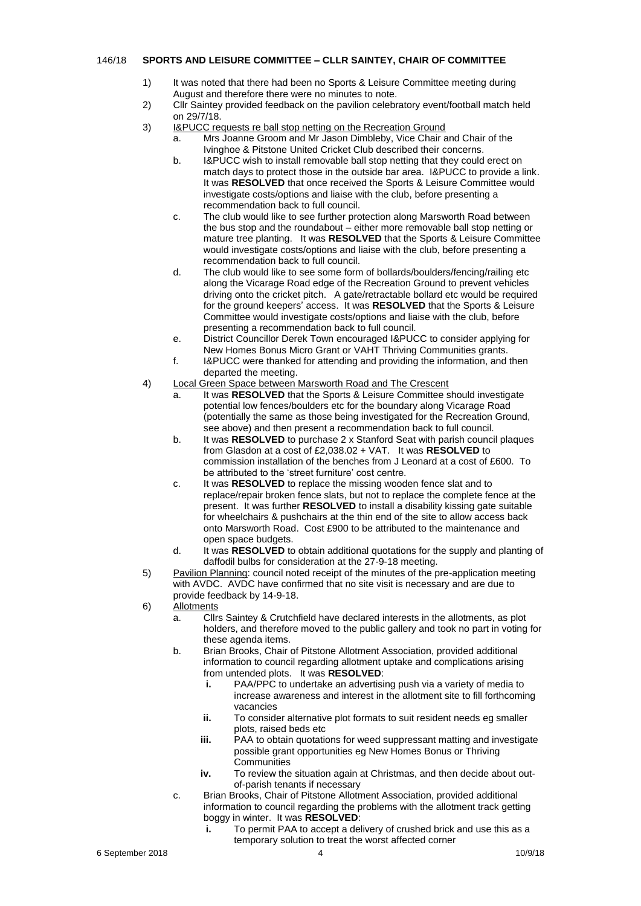146/18 **SPORTS AND LEISURE COMMITTEE – CLLR SAINTEY, CHAIR OF COMMITTEE**

1) It was noted that there had been no Sports & Leisure Committee meeting during August and therefore there were no minutes to note.
2) Cllr Saintey provided feedback on the pavilion celebratory event/football match held on 29/7/18.
3) <u>I&PUCC requests re ball stop netting on the Recreation Ground</u>
   a. Mrs Joanne Groom and Mr Jason Dimbleby, Vice Chair and Chair of the Ivinghoe & Pitstone United Cricket Club described their concerns.
   b. I&PUCC wish to install removable ball stop netting that they could erect on match days to protect those in the outside bar area. I&PUCC to provide a link. It was **RESOLVED** that once received the Sports & Leisure Committee would investigate costs/options and liaise with the club, before presenting a recommendation back to full council.
   c. The club would like to see further protection along Marsworth Road between the bus stop and the roundabout – either more removable ball stop netting or mature tree planting. It was **RESOLVED** that the Sports & Leisure Committee would investigate costs/options and liaise with the club, before presenting a recommendation back to full council.
   d. The club would like to see some form of bollards/boulders/fencing/railing etc along the Vicarage Road edge of the Recreation Ground to prevent vehicles driving onto the cricket pitch. A gate/retractable bollard etc would be required for the ground keepers' access. It was **RESOLVED** that the Sports & Leisure Committee would investigate costs/options and liaise with the club, before presenting a recommendation back to full council.
   e. District Councillor Derek Town encouraged I&PUCC to consider applying for New Homes Bonus Micro Grant or VAHT Thriving Communities grants.
   f. I&PUCC were thanked for attending and providing the information, and then departed the meeting.
4) <u>Local Green Space between Marsworth Road and The Crescent</u>
   a. It was **RESOLVED** that the Sports & Leisure Committee should investigate potential low fences/boulders etc for the boundary along Vicarage Road (potentially the same as those being investigated for the Recreation Ground, see above) and then present a recommendation back to full council.
   b. It was **RESOLVED** to purchase 2 x Stanford Seat with parish council plaques from Glasdon at a cost of £2,038.02 + VAT. It was **RESOLVED** to commission installation of the benches from J Leonard at a cost of £600. To be attributed to the 'street furniture' cost centre.
   c. It was **RESOLVED** to replace the missing wooden fence slat and to replace/repair broken fence slats, but not to replace the complete fence at the present. It was further **RESOLVED** to install a disability kissing gate suitable for wheelchairs & pushchairs at the thin end of the site to allow access back onto Marsworth Road. Cost £900 to be attributed to the maintenance and open space budgets.
   d. It was **RESOLVED** to obtain additional quotations for the supply and planting of daffodil bulbs for consideration at the 27-9-18 meeting.
5) <u>Pavilion Planning</u>: council noted receipt of the minutes of the pre-application meeting with AVDC. AVDC have confirmed that no site visit is necessary and are due to provide feedback by 14-9-18.
6) <u>Allotments</u>
   a. Cllrs Saintey & Crutchfield have declared interests in the allotments, as plot holders, and therefore moved to the public gallery and took no part in voting for these agenda items.
   b. Brian Brooks, Chair of Pitstone Allotment Association, provided additional information to council regarding allotment uptake and complications arising from untended plots. It was **RESOLVED**:
      **i.** PAA/PPC to undertake an advertising push via a variety of media to increase awareness and interest in the allotment site to fill forthcoming vacancies
      **ii.** To consider alternative plot formats to suit resident needs eg smaller plots, raised beds etc
      **iii.** PAA to obtain quotations for weed suppressant matting and investigate possible grant opportunities eg New Homes Bonus or Thriving Communities
      **iv.** To review the situation again at Christmas, and then decide about out-of-parish tenants if necessary
   c. Brian Brooks, Chair of Pitstone Allotment Association, provided additional information to council regarding the problems with the allotment track getting boggy in winter. It was **RESOLVED**:
      **i.** To permit PAA to accept a delivery of crushed brick and use this as a temporary solution to treat the worst affected corner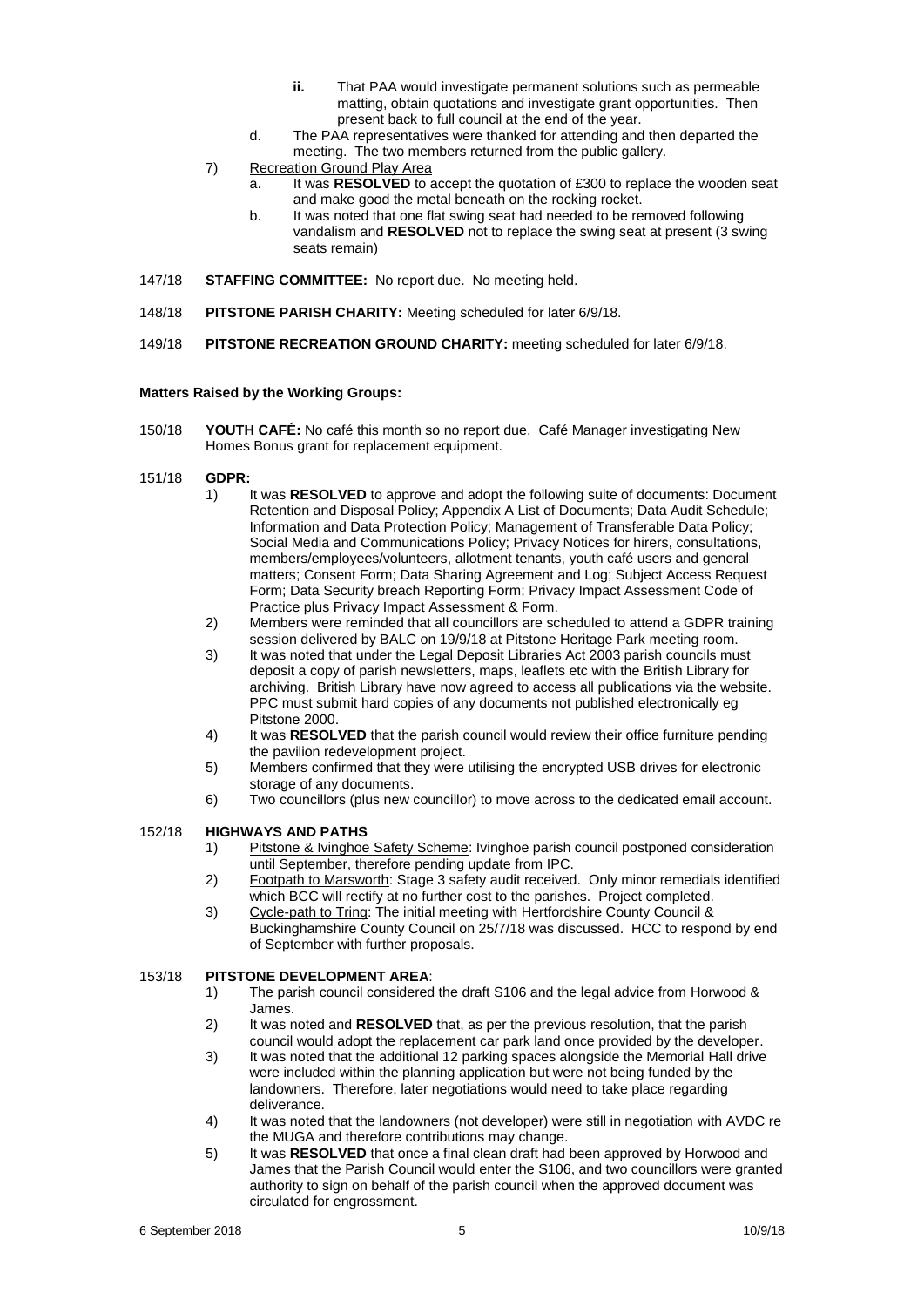- **ii.** That PAA would investigate permanent solutions such as permeable matting, obtain quotations and investigate grant opportunities. Then present back to full council at the end of the year.
  - d. The PAA representatives were thanked for attending and then departed the meeting. The two members returned from the public gallery.

7) Recreation Ground Play Area
   - a. It was **RESOLVED** to accept the quotation of £300 to replace the wooden seat and make good the metal beneath on the rocking rocket.
   - b. It was noted that one flat swing seat had needed to be removed following vandalism and **RESOLVED** not to replace the swing seat at present (3 swing seats remain)

147/18 **STAFFING COMMITTEE:** No report due. No meeting held.

148/18 **PITSTONE PARISH CHARITY:** Meeting scheduled for later 6/9/18.

149/18 **PITSTONE RECREATION GROUND CHARITY:** meeting scheduled for later 6/9/18.

**Matters Raised by the Working Groups:**

150/18 **YOUTH CAFÉ:** No café this month so no report due. Café Manager investigating New Homes Bonus grant for replacement equipment.

151/18 **GDPR:**

1) It was **RESOLVED** to approve and adopt the following suite of documents: Document Retention and Disposal Policy; Appendix A List of Documents; Data Audit Schedule; Information and Data Protection Policy; Management of Transferable Data Policy; Social Media and Communications Policy; Privacy Notices for hirers, consultations, members/employees/volunteers, allotment tenants, youth café users and general matters; Consent Form; Data Sharing Agreement and Log; Subject Access Request Form; Data Security breach Reporting Form; Privacy Impact Assessment Code of Practice plus Privacy Impact Assessment & Form.
2) Members were reminded that all councillors are scheduled to attend a GDPR training session delivered by BALC on 19/9/18 at Pitstone Heritage Park meeting room.
3) It was noted that under the Legal Deposit Libraries Act 2003 parish councils must deposit a copy of parish newsletters, maps, leaflets etc with the British Library for archiving. British Library have now agreed to access all publications via the website. PPC must submit hard copies of any documents not published electronically eg Pitstone 2000.
4) It was **RESOLVED** that the parish council would review their office furniture pending the pavilion redevelopment project.
5) Members confirmed that they were utilising the encrypted USB drives for electronic storage of any documents.
6) Two councillors (plus new councillor) to move across to the dedicated email account.

152/18 **HIGHWAYS AND PATHS**

1) Pitstone & Ivinghoe Safety Scheme: Ivinghoe parish council postponed consideration until September, therefore pending update from IPC.
2) Footpath to Marsworth: Stage 3 safety audit received. Only minor remedials identified which BCC will rectify at no further cost to the parishes. Project completed.
3) Cycle-path to Tring: The initial meeting with Hertfordshire County Council & Buckinghamshire County Council on 25/7/18 was discussed. HCC to respond by end of September with further proposals.

153/18 **PITSTONE DEVELOPMENT AREA**:

1) The parish council considered the draft S106 and the legal advice from Horwood & James.
2) It was noted and **RESOLVED** that, as per the previous resolution, that the parish council would adopt the replacement car park land once provided by the developer.
3) It was noted that the additional 12 parking spaces alongside the Memorial Hall drive were included within the planning application but were not being funded by the landowners. Therefore, later negotiations would need to take place regarding deliverance.
4) It was noted that the landowners (not developer) were still in negotiation with AVDC re the MUGA and therefore contributions may change.
5) It was **RESOLVED** that once a final clean draft had been approved by Horwood and James that the Parish Council would enter the S106, and two councillors were granted authority to sign on behalf of the parish council when the approved document was circulated for engrossment.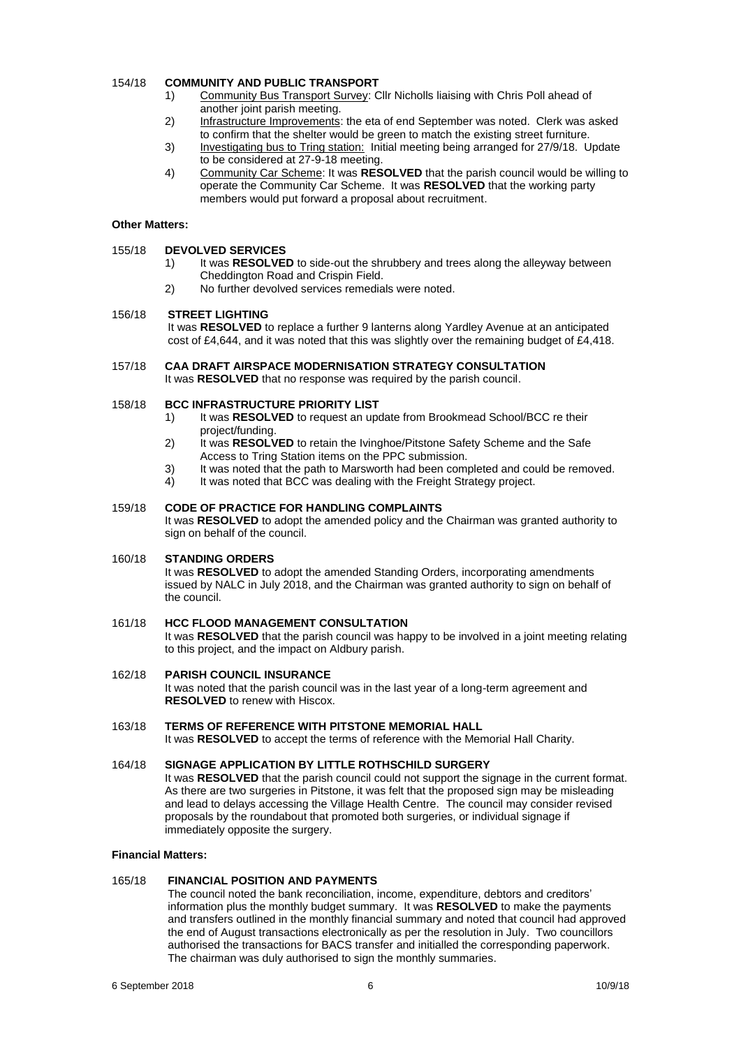154/18 **COMMUNITY AND PUBLIC TRANSPORT**

1) Community Bus Transport Survey: Cllr Nicholls liaising with Chris Poll ahead of another joint parish meeting.
2) Infrastructure Improvements: the eta of end September was noted. Clerk was asked to confirm that the shelter would be green to match the existing street furniture.
3) Investigating bus to Tring station: Initial meeting being arranged for 27/9/18. Update to be considered at 27-9-18 meeting.
4) Community Car Scheme: It was **RESOLVED** that the parish council would be willing to operate the Community Car Scheme. It was **RESOLVED** that the working party members would put forward a proposal about recruitment.

**Other Matters:**

155/18 **DEVOLVED SERVICES**

1) It was **RESOLVED** to side-out the shrubbery and trees along the alleyway between Cheddington Road and Crispin Field.
2) No further devolved services remedials were noted.

156/18 **STREET LIGHTING**

It was **RESOLVED** to replace a further 9 lanterns along Yardley Avenue at an anticipated cost of £4,644, and it was noted that this was slightly over the remaining budget of £4,418.

157/18 **CAA DRAFT AIRSPACE MODERNISATION STRATEGY CONSULTATION**

It was **RESOLVED** that no response was required by the parish council.

158/18 **BCC INFRASTRUCTURE PRIORITY LIST**

1) It was **RESOLVED** to request an update from Brookmead School/BCC re their project/funding.
2) It was **RESOLVED** to retain the Ivinghoe/Pitstone Safety Scheme and the Safe Access to Tring Station items on the PPC submission.
3) It was noted that the path to Marsworth had been completed and could be removed.
4) It was noted that BCC was dealing with the Freight Strategy project.

159/18 **CODE OF PRACTICE FOR HANDLING COMPLAINTS**

It was **RESOLVED** to adopt the amended policy and the Chairman was granted authority to sign on behalf of the council.

160/18 **STANDING ORDERS**

It was **RESOLVED** to adopt the amended Standing Orders, incorporating amendments issued by NALC in July 2018, and the Chairman was granted authority to sign on behalf of the council.

161/18 **HCC FLOOD MANAGEMENT CONSULTATION**

It was **RESOLVED** that the parish council was happy to be involved in a joint meeting relating to this project, and the impact on Aldbury parish.

162/18 **PARISH COUNCIL INSURANCE**

It was noted that the parish council was in the last year of a long-term agreement and **RESOLVED** to renew with Hiscox.

163/18 **TERMS OF REFERENCE WITH PITSTONE MEMORIAL HALL**

It was **RESOLVED** to accept the terms of reference with the Memorial Hall Charity.

164/18 **SIGNAGE APPLICATION BY LITTLE ROTHSCHILD SURGERY**

It was **RESOLVED** that the parish council could not support the signage in the current format. As there are two surgeries in Pitstone, it was felt that the proposed sign may be misleading and lead to delays accessing the Village Health Centre. The council may consider revised proposals by the roundabout that promoted both surgeries, or individual signage if immediately opposite the surgery.

**Financial Matters:**

165/18 **FINANCIAL POSITION AND PAYMENTS**

The council noted the bank reconciliation, income, expenditure, debtors and creditors' information plus the monthly budget summary. It was **RESOLVED** to make the payments and transfers outlined in the monthly financial summary and noted that council had approved the end of August transactions electronically as per the resolution in July. Two councillors authorised the transactions for BACS transfer and initialled the corresponding paperwork. The chairman was duly authorised to sign the monthly summaries.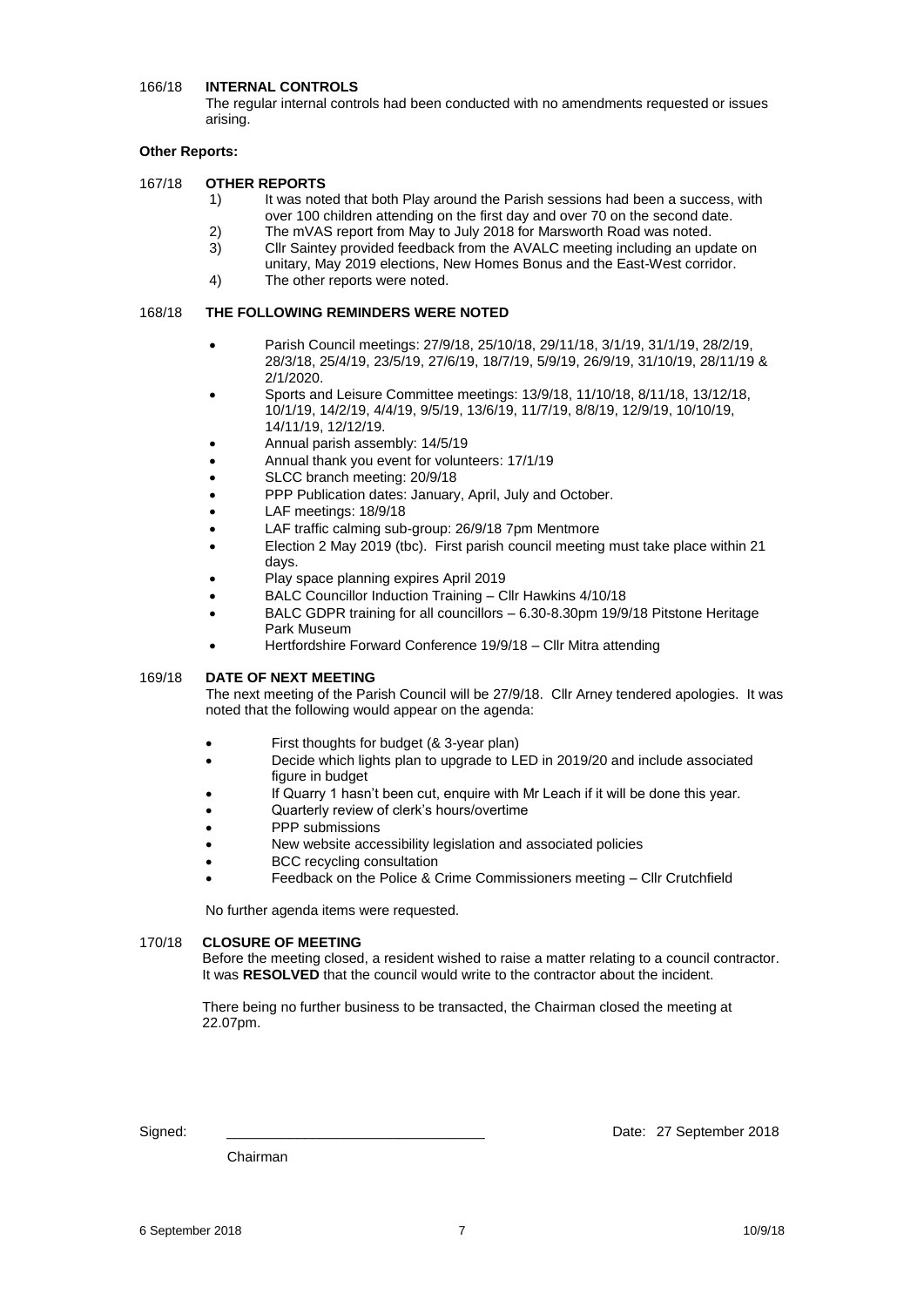166/18 **INTERNAL CONTROLS**

The regular internal controls had been conducted with no amendments requested or issues arising.

**Other Reports:**

167/18 **OTHER REPORTS**

1) It was noted that both Play around the Parish sessions had been a success, with over 100 children attending on the first day and over 70 on the second date.
2) The mVAS report from May to July 2018 for Marsworth Road was noted.
3) Cllr Saintey provided feedback from the AVALC meeting including an update on unitary, May 2019 elections, New Homes Bonus and the East-West corridor.
4) The other reports were noted.

168/18 **THE FOLLOWING REMINDERS WERE NOTED**

- Parish Council meetings: 27/9/18, 25/10/18, 29/11/18, 3/1/19, 31/1/19, 28/2/19, 28/3/18, 25/4/19, 23/5/19, 27/6/19, 18/7/19, 5/9/19, 26/9/19, 31/10/19, 28/11/19 & 2/1/2020.
- Sports and Leisure Committee meetings: 13/9/18, 11/10/18, 8/11/18, 13/12/18, 10/1/19, 14/2/19, 4/4/19, 9/5/19, 13/6/19, 11/7/19, 8/8/19, 12/9/19, 10/10/19, 14/11/19, 12/12/19.
- Annual parish assembly: 14/5/19
- Annual thank you event for volunteers: 17/1/19
- SLCC branch meeting: 20/9/18
- PPP Publication dates: January, April, July and October.
- LAF meetings: 18/9/18
- LAF traffic calming sub-group: 26/9/18 7pm Mentmore
- Election 2 May 2019 (tbc). First parish council meeting must take place within 21 days.
- Play space planning expires April 2019
- BALC Councillor Induction Training – Cllr Hawkins 4/10/18
- BALC GDPR training for all councillors – 6.30-8.30pm 19/9/18 Pitstone Heritage Park Museum
- Hertfordshire Forward Conference 19/9/18 – Cllr Mitra attending

169/18 **DATE OF NEXT MEETING**

The next meeting of the Parish Council will be 27/9/18. Cllr Arney tendered apologies. It was noted that the following would appear on the agenda:

- First thoughts for budget (& 3-year plan)
- Decide which lights plan to upgrade to LED in 2019/20 and include associated figure in budget
- If Quarry 1 hasn't been cut, enquire with Mr Leach if it will be done this year.
- Quarterly review of clerk's hours/overtime
- PPP submissions
- New website accessibility legislation and associated policies
- BCC recycling consultation
- Feedback on the Police & Crime Commissioners meeting – Cllr Crutchfield

No further agenda items were requested.

170/18 **CLOSURE OF MEETING**

Before the meeting closed, a resident wished to raise a matter relating to a council contractor. It was **RESOLVED** that the council would write to the contractor about the incident.

There being no further business to be transacted, the Chairman closed the meeting at 22.07pm.

Signed: \_\_\_\_\_\_\_\_\_\_\_\_\_\_\_\_\_\_\_\_\_\_\_\_\_\_\_\_\_\_\_\_\_ Date: 27 September 2018

Chairman